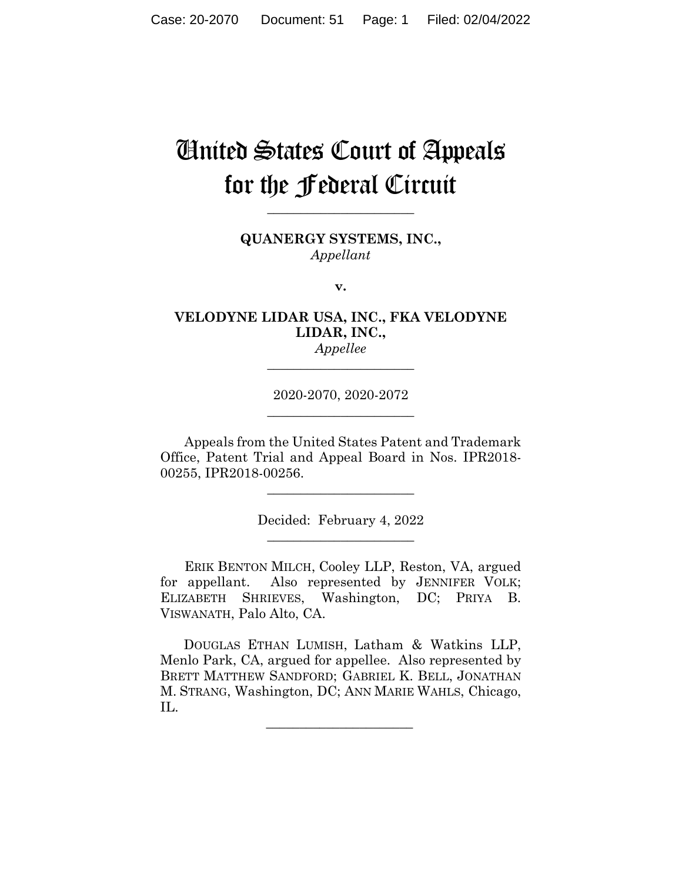# United States Court of Appeals for the Federal Circuit

---

**QUANERGY SYSTEMS, INC.,**
*Appellant*

**v.**

**VELODYNE LIDAR USA, INC., FKA VELODYNE LIDAR, INC.,**
*Appellee*

---

2020-2070, 2020-2072

---

Appeals from the United States Patent and Trademark Office, Patent Trial and Appeal Board in Nos. IPR2018-00255, IPR2018-00256.

---

Decided: February 4, 2022

---

ERIK BENTON MILCH, Cooley LLP, Reston, VA, argued for appellant. Also represented by JENNIFER VOLK; ELIZABETH SHRIEVES, Washington, DC; PRIYA B. VISWANATH, Palo Alto, CA.

DOUGLAS ETHAN LUMISH, Latham & Watkins LLP, Menlo Park, CA, argued for appellee. Also represented by BRETT MATTHEW SANDFORD; GABRIEL K. BELL, JONATHAN M. STRANG, Washington, DC; ANN MARIE WAHLS, Chicago, IL.

---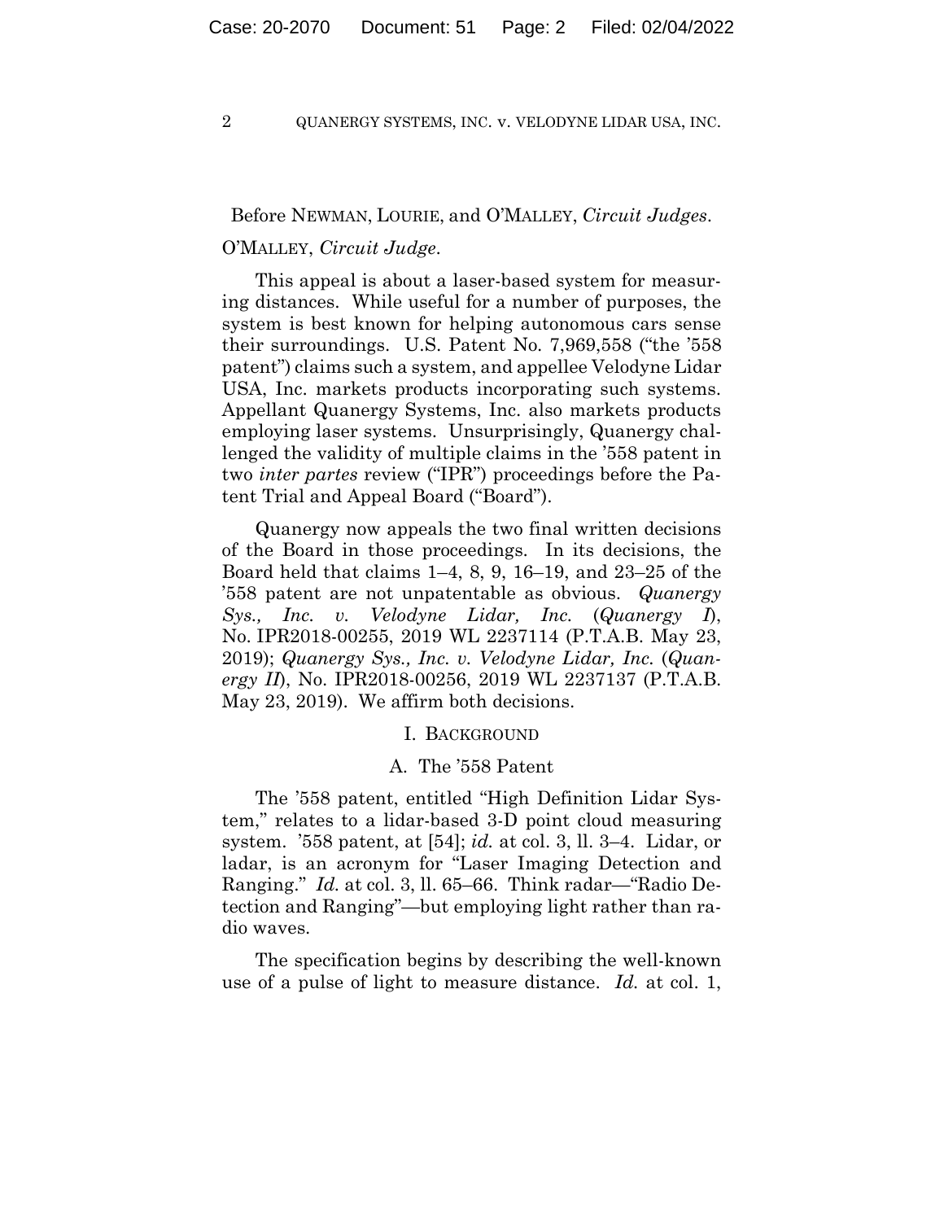Before NEWMAN, LOURIE, and O'MALLEY, *Circuit Judges*.

O'MALLEY, *Circuit Judge*.

This appeal is about a laser-based system for measuring distances. While useful for a number of purposes, the system is best known for helping autonomous cars sense their surroundings. U.S. Patent No. 7,969,558 ("the '558 patent") claims such a system, and appellee Velodyne Lidar USA, Inc. markets products incorporating such systems. Appellant Quanergy Systems, Inc. also markets products employing laser systems. Unsurprisingly, Quanergy challenged the validity of multiple claims in the '558 patent in two *inter partes* review ("IPR") proceedings before the Patent Trial and Appeal Board ("Board").

Quanergy now appeals the two final written decisions of the Board in those proceedings. In its decisions, the Board held that claims 1–4, 8, 9, 16–19, and 23–25 of the '558 patent are not unpatentable as obvious. *Quanergy Sys., Inc. v. Velodyne Lidar, Inc.* (*Quanergy I*), No. IPR2018-00255, 2019 WL 2237114 (P.T.A.B. May 23, 2019); *Quanergy Sys., Inc. v. Velodyne Lidar, Inc.* (*Quanergy II*), No. IPR2018-00256, 2019 WL 2237137 (P.T.A.B. May 23, 2019). We affirm both decisions.

## I. BACKGROUND

### A. The '558 Patent

The '558 patent, entitled "High Definition Lidar System," relates to a lidar-based 3-D point cloud measuring system. '558 patent, at [54]; *id.* at col. 3, ll. 3–4. Lidar, or ladar, is an acronym for "Laser Imaging Detection and Ranging." *Id.* at col. 3, ll. 65–66. Think radar—"Radio Detection and Ranging"—but employing light rather than radio waves.

The specification begins by describing the well-known use of a pulse of light to measure distance. *Id.* at col. 1,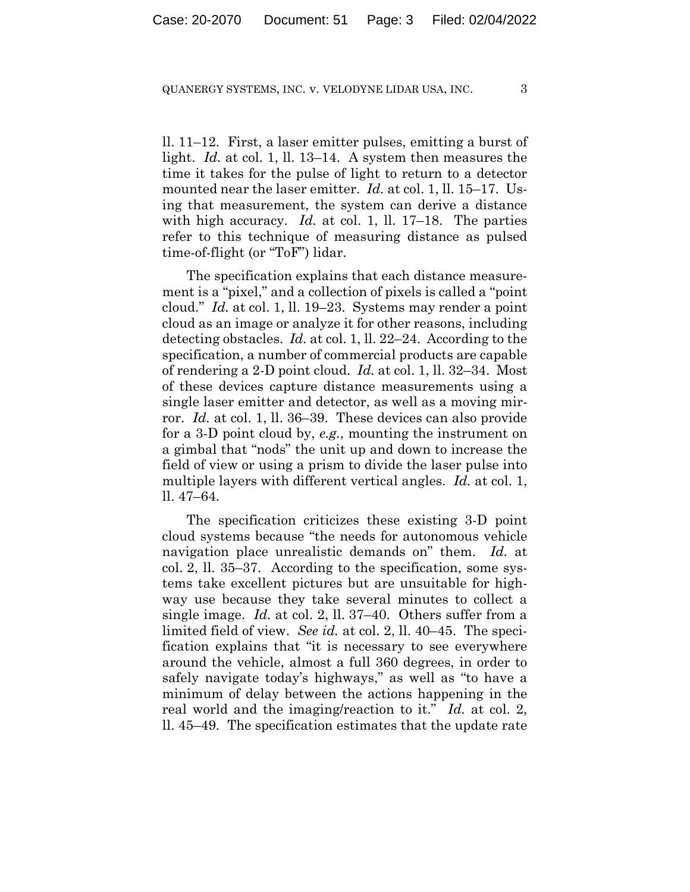ll. 11–12. First, a laser emitter pulses, emitting a burst of light. *Id.* at col. 1, ll. 13–14. A system then measures the time it takes for the pulse of light to return to a detector mounted near the laser emitter. *Id.* at col. 1, ll. 15–17. Using that measurement, the system can derive a distance with high accuracy. *Id.* at col. 1, ll. 17–18. The parties refer to this technique of measuring distance as pulsed time-of-flight (or "ToF") lidar.

The specification explains that each distance measurement is a "pixel," and a collection of pixels is called a "point cloud." *Id.* at col. 1, ll. 19–23. Systems may render a point cloud as an image or analyze it for other reasons, including detecting obstacles. *Id.* at col. 1, ll. 22–24. According to the specification, a number of commercial products are capable of rendering a 2-D point cloud. *Id.* at col. 1, ll. 32–34. Most of these devices capture distance measurements using a single laser emitter and detector, as well as a moving mirror. *Id.* at col. 1, ll. 36–39. These devices can also provide for a 3-D point cloud by, *e.g.*, mounting the instrument on a gimbal that "nods" the unit up and down to increase the field of view or using a prism to divide the laser pulse into multiple layers with different vertical angles. *Id.* at col. 1, ll. 47–64.

The specification criticizes these existing 3-D point cloud systems because "the needs for autonomous vehicle navigation place unrealistic demands on" them. *Id.* at col. 2, ll. 35–37. According to the specification, some systems take excellent pictures but are unsuitable for highway use because they take several minutes to collect a single image. *Id.* at col. 2, ll. 37–40. Others suffer from a limited field of view. *See id.* at col. 2, ll. 40–45. The specification explains that "it is necessary to see everywhere around the vehicle, almost a full 360 degrees, in order to safely navigate today's highways," as well as "to have a minimum of delay between the actions happening in the real world and the imaging/reaction to it." *Id.* at col. 2, ll. 45–49. The specification estimates that the update rate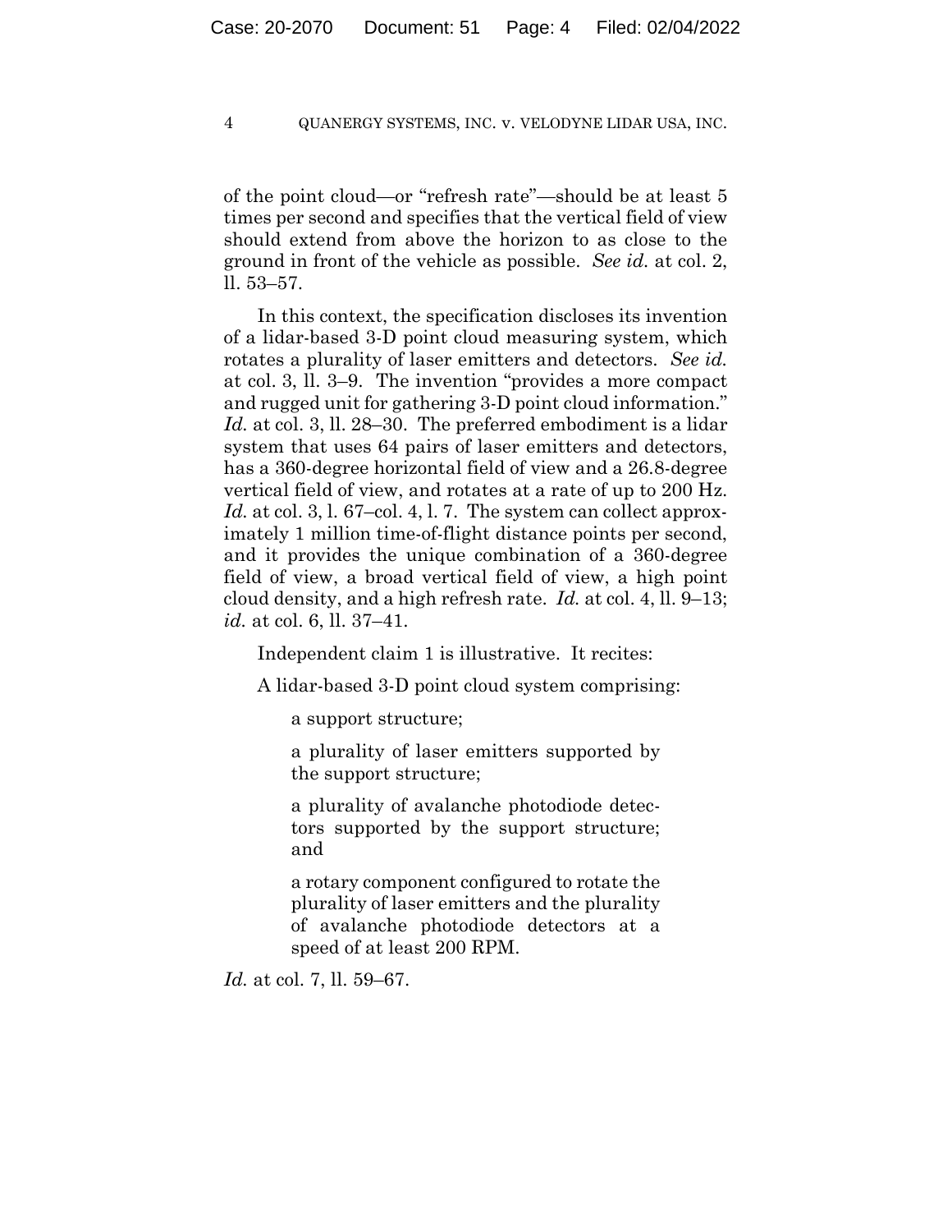of the point cloud—or "refresh rate"—should be at least 5 times per second and specifies that the vertical field of view should extend from above the horizon to as close to the ground in front of the vehicle as possible. *See id.* at col. 2, ll. 53–57.

In this context, the specification discloses its invention of a lidar-based 3-D point cloud measuring system, which rotates a plurality of laser emitters and detectors. *See id.* at col. 3, ll. 3–9. The invention "provides a more compact and rugged unit for gathering 3-D point cloud information." *Id.* at col. 3, ll. 28–30. The preferred embodiment is a lidar system that uses 64 pairs of laser emitters and detectors, has a 360-degree horizontal field of view and a 26.8-degree vertical field of view, and rotates at a rate of up to 200 Hz. *Id.* at col. 3, l. 67–col. 4, l. 7. The system can collect approximately 1 million time-of-flight distance points per second, and it provides the unique combination of a 360-degree field of view, a broad vertical field of view, a high point cloud density, and a high refresh rate. *Id.* at col. 4, ll. 9–13; *id.* at col. 6, ll. 37–41.

Independent claim 1 is illustrative. It recites:

A lidar-based 3-D point cloud system comprising:

> a support structure;
>
> a plurality of laser emitters supported by the support structure;
>
> a plurality of avalanche photodiode detectors supported by the support structure; and
>
> a rotary component configured to rotate the plurality of laser emitters and the plurality of avalanche photodiode detectors at a speed of at least 200 RPM.

*Id.* at col. 7, ll. 59–67.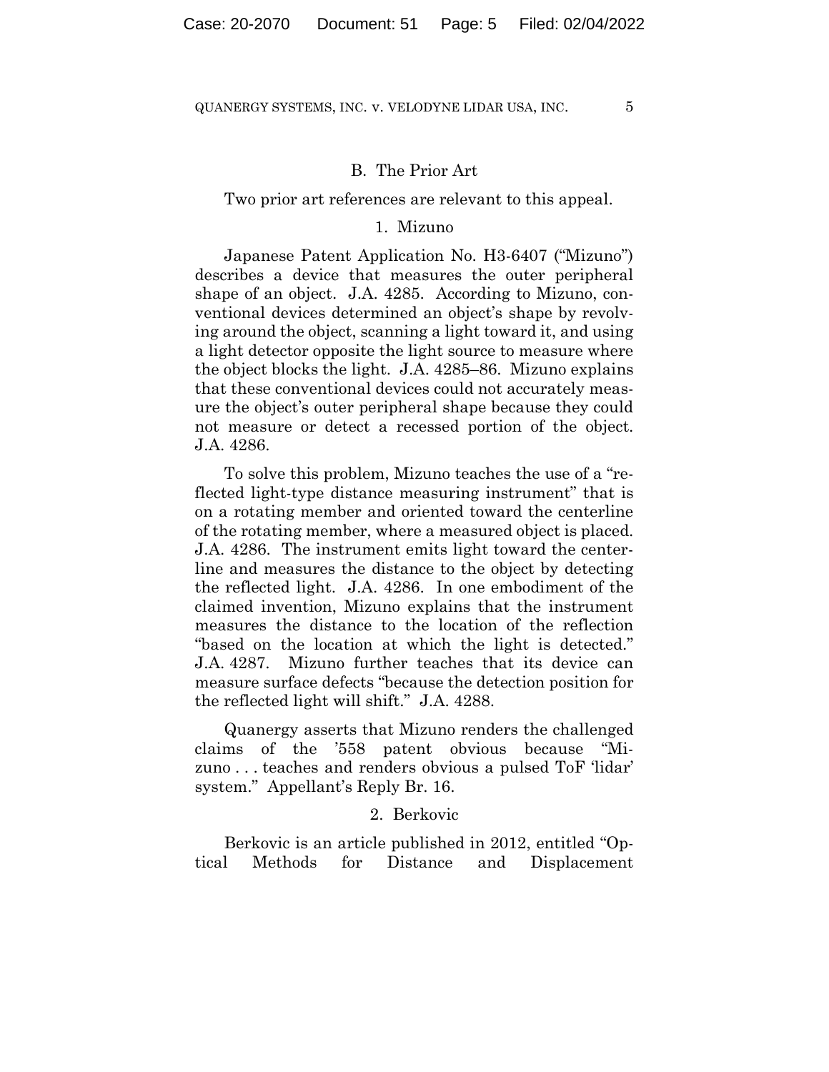## B. The Prior Art

Two prior art references are relevant to this appeal.

### 1. Mizuno

Japanese Patent Application No. H3-6407 ("Mizuno") describes a device that measures the outer peripheral shape of an object. J.A. 4285. According to Mizuno, conventional devices determined an object's shape by revolving around the object, scanning a light toward it, and using a light detector opposite the light source to measure where the object blocks the light. J.A. 4285–86. Mizuno explains that these conventional devices could not accurately measure the object's outer peripheral shape because they could not measure or detect a recessed portion of the object. J.A. 4286.

To solve this problem, Mizuno teaches the use of a "reflected light-type distance measuring instrument" that is on a rotating member and oriented toward the centerline of the rotating member, where a measured object is placed. J.A. 4286. The instrument emits light toward the centerline and measures the distance to the object by detecting the reflected light. J.A. 4286. In one embodiment of the claimed invention, Mizuno explains that the instrument measures the distance to the location of the reflection "based on the location at which the light is detected." J.A. 4287. Mizuno further teaches that its device can measure surface defects "because the detection position for the reflected light will shift." J.A. 4288.

Quanergy asserts that Mizuno renders the challenged claims of the '558 patent obvious because "Mizuno . . . teaches and renders obvious a pulsed ToF 'lidar' system." Appellant's Reply Br. 16.

### 2. Berkovic

Berkovic is an article published in 2012, entitled "Optical Methods for Distance and Displacement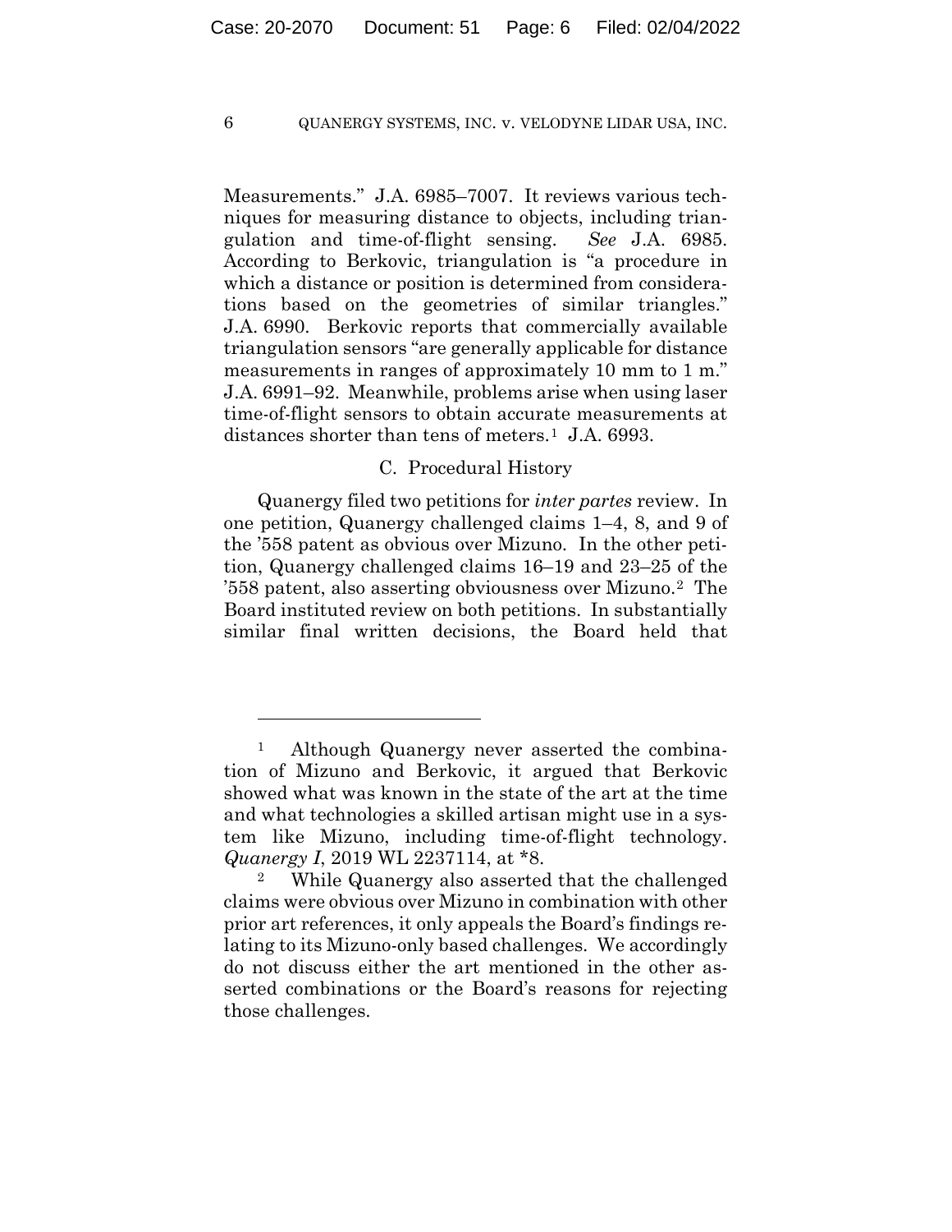Measurements." J.A. 6985–7007. It reviews various techniques for measuring distance to objects, including triangulation and time-of-flight sensing. *See* J.A. 6985. According to Berkovic, triangulation is "a procedure in which a distance or position is determined from considerations based on the geometries of similar triangles." J.A. 6990. Berkovic reports that commercially available triangulation sensors "are generally applicable for distance measurements in ranges of approximately 10 mm to 1 m." J.A. 6991–92. Meanwhile, problems arise when using laser time-of-flight sensors to obtain accurate measurements at distances shorter than tens of meters.[1] J.A. 6993.

### C. Procedural History

Quanergy filed two petitions for *inter partes* review. In one petition, Quanergy challenged claims 1–4, 8, and 9 of the '558 patent as obvious over Mizuno. In the other petition, Quanergy challenged claims 16–19 and 23–25 of the '558 patent, also asserting obviousness over Mizuno.[2] The Board instituted review on both petitions. In substantially similar final written decisions, the Board held that

---

[1] Although Quanergy never asserted the combination of Mizuno and Berkovic, it argued that Berkovic showed what was known in the state of the art at the time and what technologies a skilled artisan might use in a system like Mizuno, including time-of-flight technology. *Quanergy I*, 2019 WL 2237114, at *8.

[2] While Quanergy also asserted that the challenged claims were obvious over Mizuno in combination with other prior art references, it only appeals the Board's findings relating to its Mizuno-only based challenges. We accordingly do not discuss either the art mentioned in the other asserted combinations or the Board's reasons for rejecting those challenges.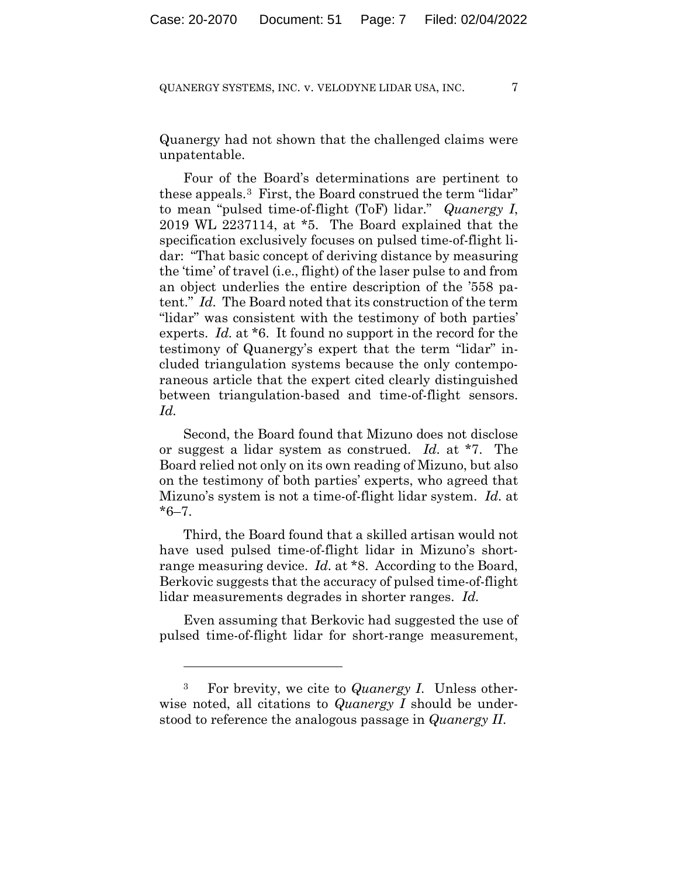Quanergy had not shown that the challenged claims were unpatentable.

Four of the Board's determinations are pertinent to these appeals.[3] First, the Board construed the term "lidar" to mean "pulsed time-of-flight (ToF) lidar." *Quanergy I*, 2019 WL 2237114, at *5. The Board explained that the specification exclusively focuses on pulsed time-of-flight lidar: "That basic concept of deriving distance by measuring the 'time' of travel (i.e., flight) of the laser pulse to and from an object underlies the entire description of the '558 patent." *Id.* The Board noted that its construction of the term "lidar" was consistent with the testimony of both parties' experts. *Id.* at *6. It found no support in the record for the testimony of Quanergy's expert that the term "lidar" included triangulation systems because the only contemporaneous article that the expert cited clearly distinguished between triangulation-based and time-of-flight sensors. *Id.*

Second, the Board found that Mizuno does not disclose or suggest a lidar system as construed. *Id.* at *7. The Board relied not only on its own reading of Mizuno, but also on the testimony of both parties' experts, who agreed that Mizuno's system is not a time-of-flight lidar system. *Id.* at *6–7.

Third, the Board found that a skilled artisan would not have used pulsed time-of-flight lidar in Mizuno's short-range measuring device. *Id.* at *8. According to the Board, Berkovic suggests that the accuracy of pulsed time-of-flight lidar measurements degrades in shorter ranges. *Id.*

Even assuming that Berkovic had suggested the use of pulsed time-of-flight lidar for short-range measurement,

---

[3] For brevity, we cite to *Quanergy I.* Unless otherwise noted, all citations to *Quanergy I* should be understood to reference the analogous passage in *Quanergy II.*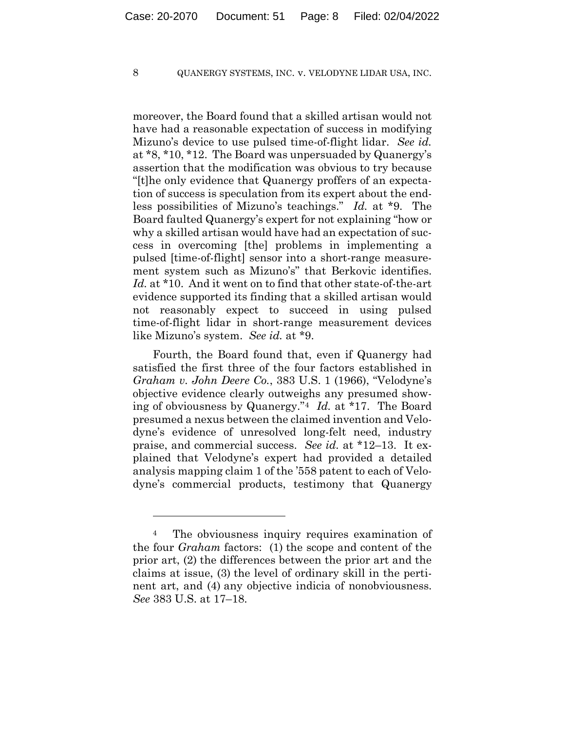moreover, the Board found that a skilled artisan would not have had a reasonable expectation of success in modifying Mizuno's device to use pulsed time-of-flight lidar. *See id.* at \*8, \*10, \*12. The Board was unpersuaded by Quanergy's assertion that the modification was obvious to try because "[t]he only evidence that Quanergy proffers of an expectation of success is speculation from its expert about the endless possibilities of Mizuno's teachings." *Id.* at \*9. The Board faulted Quanergy's expert for not explaining "how or why a skilled artisan would have had an expectation of success in overcoming [the] problems in implementing a pulsed [time-of-flight] sensor into a short-range measurement system such as Mizuno's" that Berkovic identifies. *Id.* at \*10. And it went on to find that other state-of-the-art evidence supported its finding that a skilled artisan would not reasonably expect to succeed in using pulsed time-of-flight lidar in short-range measurement devices like Mizuno's system. *See id.* at \*9.

Fourth, the Board found that, even if Quanergy had satisfied the first three of the four factors established in *Graham v. John Deere Co.*, 383 U.S. 1 (1966), "Velodyne's objective evidence clearly outweighs any presumed showing of obviousness by Quanergy."[4] *Id.* at \*17. The Board presumed a nexus between the claimed invention and Velodyne's evidence of unresolved long-felt need, industry praise, and commercial success. *See id.* at \*12–13. It explained that Velodyne's expert had provided a detailed analysis mapping claim 1 of the '558 patent to each of Velodyne's commercial products, testimony that Quanergy

---

[4] The obviousness inquiry requires examination of the four *Graham* factors: (1) the scope and content of the prior art, (2) the differences between the prior art and the claims at issue, (3) the level of ordinary skill in the pertinent art, and (4) any objective indicia of nonobviousness. *See* 383 U.S. at 17–18.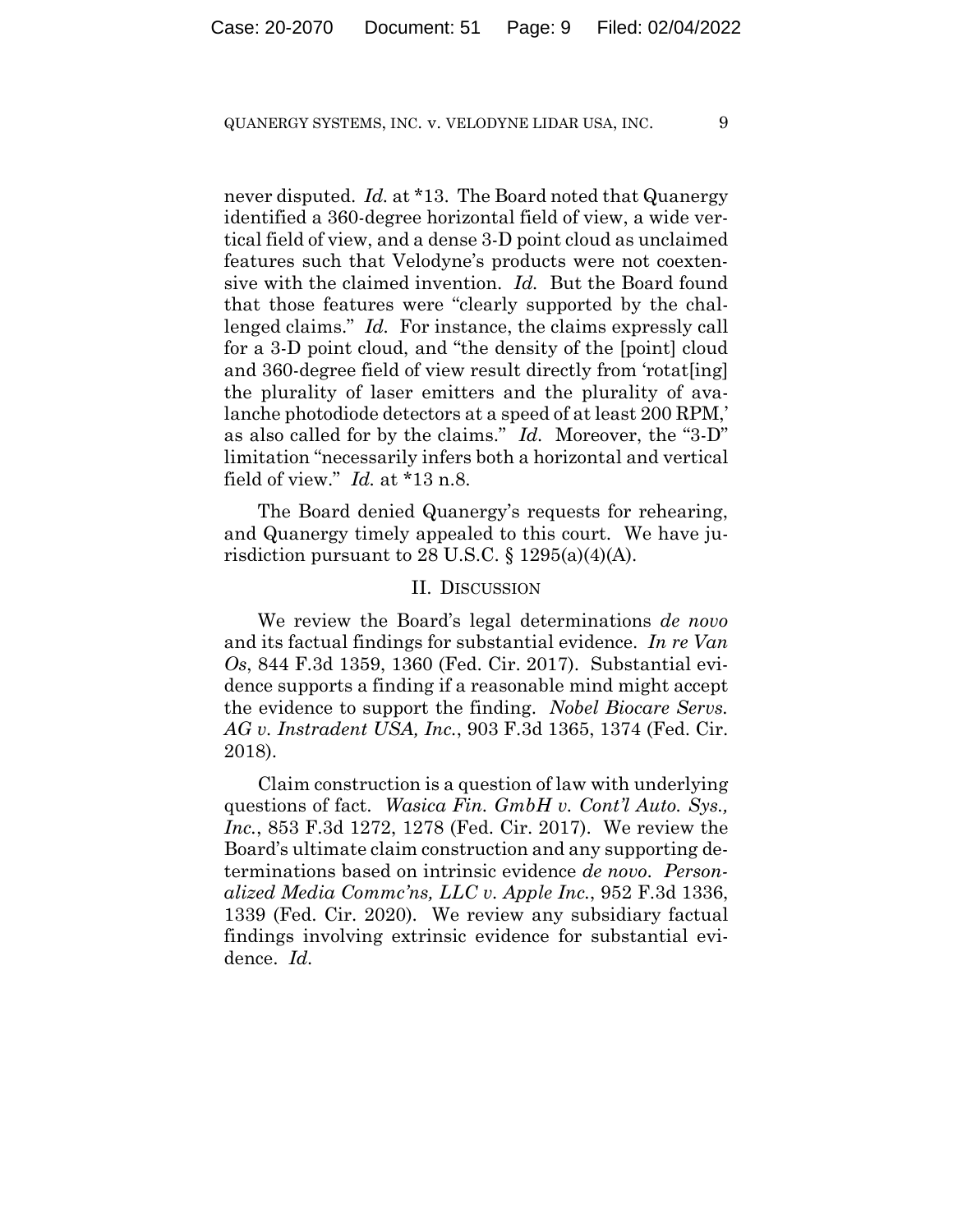never disputed. *Id.* at *13. The Board noted that Quanergy identified a 360-degree horizontal field of view, a wide vertical field of view, and a dense 3-D point cloud as unclaimed features such that Velodyne's products were not coextensive with the claimed invention. *Id.* But the Board found that those features were "clearly supported by the challenged claims." *Id.* For instance, the claims expressly call for a 3-D point cloud, and "the density of the [point] cloud and 360-degree field of view result directly from 'rotat[ing] the plurality of laser emitters and the plurality of avalanche photodiode detectors at a speed of at least 200 RPM,' as also called for by the claims." *Id.* Moreover, the "3-D" limitation "necessarily infers both a horizontal and vertical field of view." *Id.* at *13 n.8.

The Board denied Quanergy's requests for rehearing, and Quanergy timely appealed to this court. We have jurisdiction pursuant to 28 U.S.C. § 1295(a)(4)(A).

## II. Discussion

We review the Board's legal determinations *de novo* and its factual findings for substantial evidence. *In re Van Os*, 844 F.3d 1359, 1360 (Fed. Cir. 2017). Substantial evidence supports a finding if a reasonable mind might accept the evidence to support the finding. *Nobel Biocare Servs. AG v. Instradent USA, Inc.*, 903 F.3d 1365, 1374 (Fed. Cir. 2018).

Claim construction is a question of law with underlying questions of fact. *Wasica Fin. GmbH v. Cont'l Auto. Sys., Inc.*, 853 F.3d 1272, 1278 (Fed. Cir. 2017). We review the Board's ultimate claim construction and any supporting determinations based on intrinsic evidence *de novo*. *Personalized Media Commc'ns, LLC v. Apple Inc.*, 952 F.3d 1336, 1339 (Fed. Cir. 2020). We review any subsidiary factual findings involving extrinsic evidence for substantial evidence. *Id.*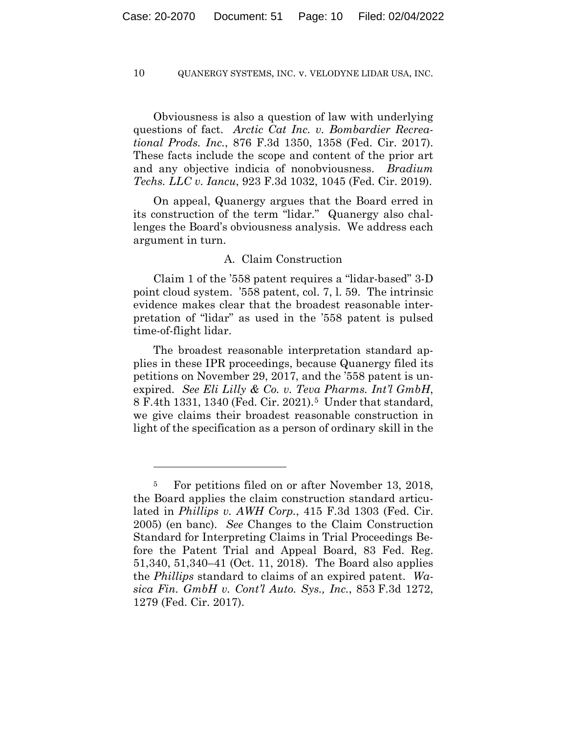Obviousness is also a question of law with underlying questions of fact. *Arctic Cat Inc. v. Bombardier Recreational Prods. Inc.*, 876 F.3d 1350, 1358 (Fed. Cir. 2017). These facts include the scope and content of the prior art and any objective indicia of nonobviousness. *Bradium Techs. LLC v. Iancu*, 923 F.3d 1032, 1045 (Fed. Cir. 2019).

On appeal, Quanergy argues that the Board erred in its construction of the term "lidar." Quanergy also challenges the Board's obviousness analysis. We address each argument in turn.

### A. Claim Construction

Claim 1 of the '558 patent requires a "lidar-based" 3-D point cloud system. '558 patent, col. 7, l. 59. The intrinsic evidence makes clear that the broadest reasonable interpretation of "lidar" as used in the '558 patent is pulsed time-of-flight lidar.

The broadest reasonable interpretation standard applies in these IPR proceedings, because Quanergy filed its petitions on November 29, 2017, and the '558 patent is unexpired. *See Eli Lilly & Co. v. Teva Pharms. Int'l GmbH*, 8 F.4th 1331, 1340 (Fed. Cir. 2021).[5] Under that standard, we give claims their broadest reasonable construction in light of the specification as a person of ordinary skill in the

---

[5] For petitions filed on or after November 13, 2018, the Board applies the claim construction standard articulated in *Phillips v. AWH Corp.*, 415 F.3d 1303 (Fed. Cir. 2005) (en banc). *See* Changes to the Claim Construction Standard for Interpreting Claims in Trial Proceedings Before the Patent Trial and Appeal Board, 83 Fed. Reg. 51,340, 51,340–41 (Oct. 11, 2018). The Board also applies the *Phillips* standard to claims of an expired patent. *Wasica Fin. GmbH v. Cont'l Auto. Sys., Inc.*, 853 F.3d 1272, 1279 (Fed. Cir. 2017).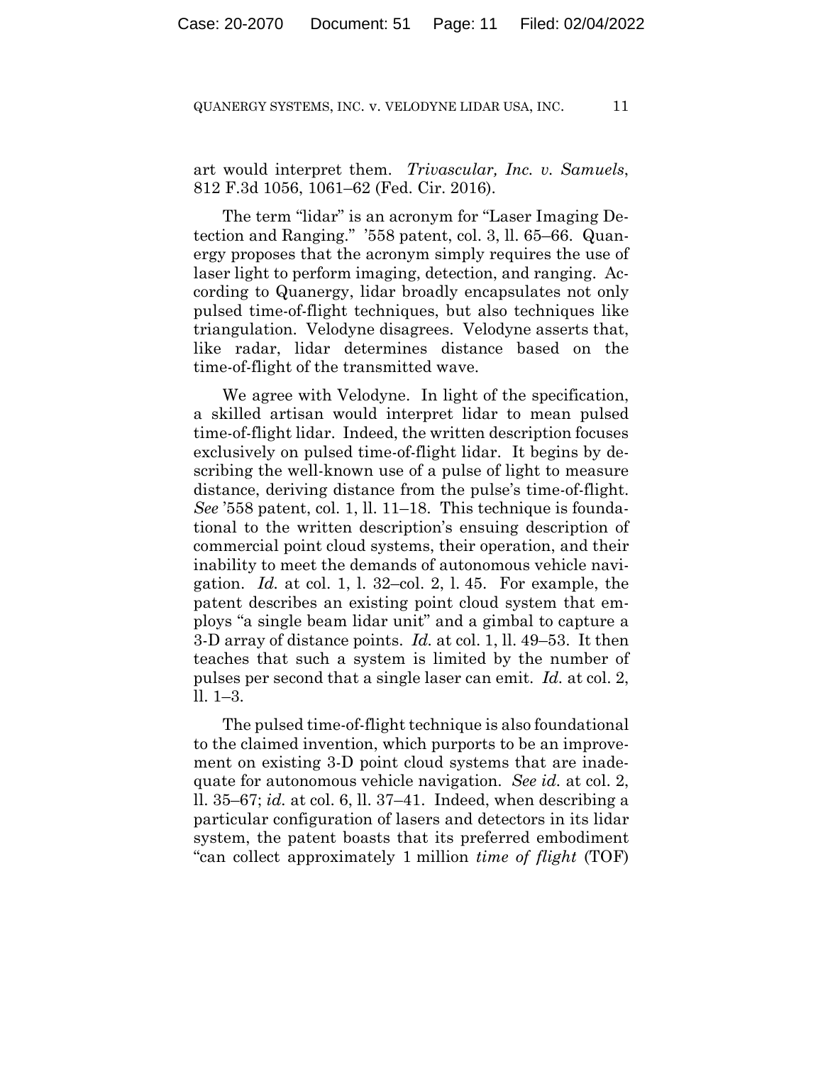art would interpret them. *Trivascular, Inc. v. Samuels*, 812 F.3d 1056, 1061–62 (Fed. Cir. 2016).

The term "lidar" is an acronym for "Laser Imaging Detection and Ranging." '558 patent, col. 3, ll. 65–66. Quanergy proposes that the acronym simply requires the use of laser light to perform imaging, detection, and ranging. According to Quanergy, lidar broadly encapsulates not only pulsed time-of-flight techniques, but also techniques like triangulation. Velodyne disagrees. Velodyne asserts that, like radar, lidar determines distance based on the time-of-flight of the transmitted wave.

We agree with Velodyne. In light of the specification, a skilled artisan would interpret lidar to mean pulsed time-of-flight lidar. Indeed, the written description focuses exclusively on pulsed time-of-flight lidar. It begins by describing the well-known use of a pulse of light to measure distance, deriving distance from the pulse's time-of-flight. *See* '558 patent, col. 1, ll. 11–18. This technique is foundational to the written description's ensuing description of commercial point cloud systems, their operation, and their inability to meet the demands of autonomous vehicle navigation. *Id.* at col. 1, l. 32–col. 2, l. 45. For example, the patent describes an existing point cloud system that employs "a single beam lidar unit" and a gimbal to capture a 3-D array of distance points. *Id.* at col. 1, ll. 49–53. It then teaches that such a system is limited by the number of pulses per second that a single laser can emit. *Id.* at col. 2, ll. 1–3.

The pulsed time-of-flight technique is also foundational to the claimed invention, which purports to be an improvement on existing 3-D point cloud systems that are inadequate for autonomous vehicle navigation. *See id.* at col. 2, ll. 35–67; *id.* at col. 6, ll. 37–41. Indeed, when describing a particular configuration of lasers and detectors in its lidar system, the patent boasts that its preferred embodiment "can collect approximately 1 million *time of flight* (TOF)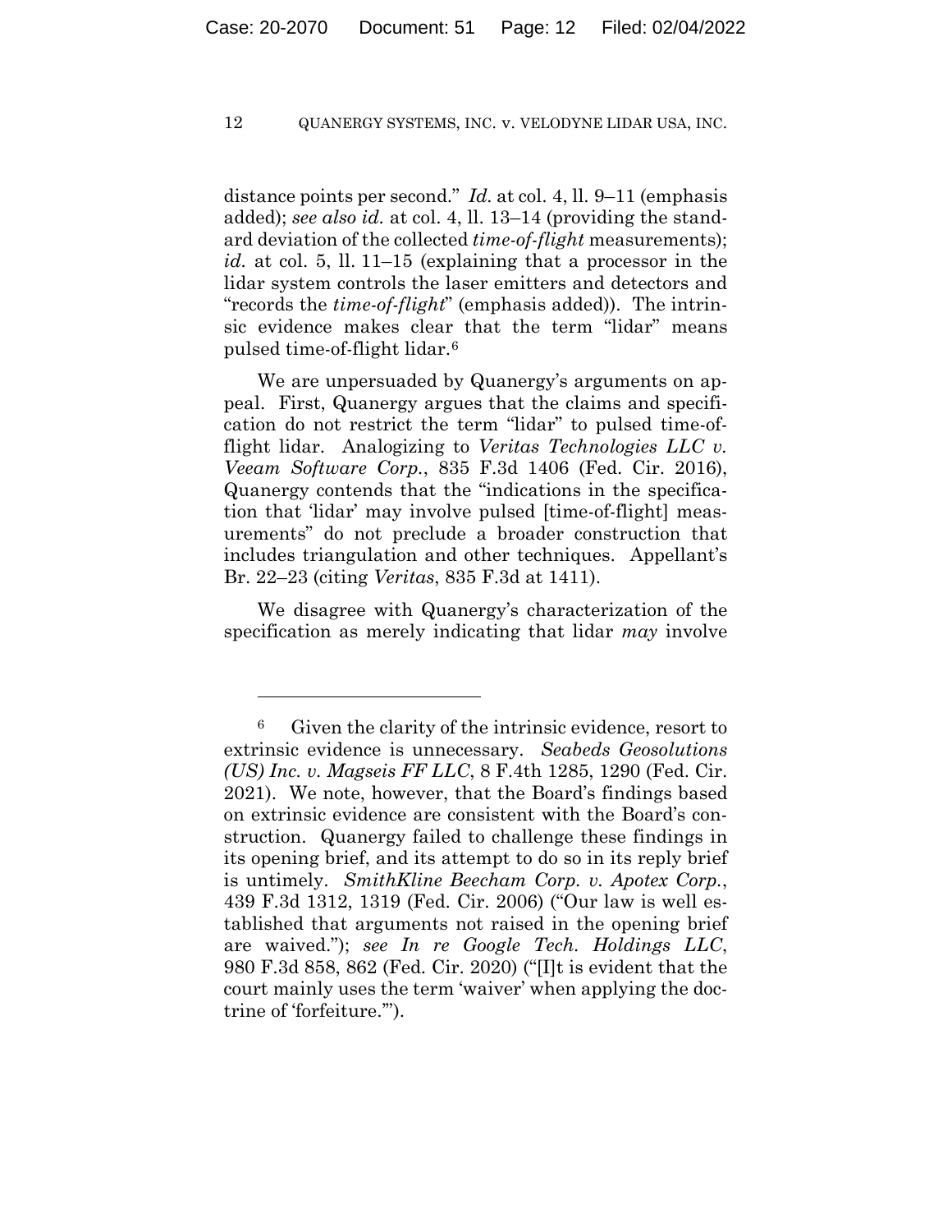distance points per second." *Id.* at col. 4, ll. 9–11 (emphasis added); *see also id.* at col. 4, ll. 13–14 (providing the standard deviation of the collected *time-of-flight* measurements); *id.* at col. 5, ll. 11–15 (explaining that a processor in the lidar system controls the laser emitters and detectors and "records the *time-of-flight*" (emphasis added)). The intrinsic evidence makes clear that the term "lidar" means pulsed time-of-flight lidar.[6]

We are unpersuaded by Quanergy's arguments on appeal. First, Quanergy argues that the claims and specification do not restrict the term "lidar" to pulsed time-of-flight lidar. Analogizing to *Veritas Technologies LLC v. Veeam Software Corp.*, 835 F.3d 1406 (Fed. Cir. 2016), Quanergy contends that the "indications in the specification that 'lidar' may involve pulsed [time-of-flight] measurements" do not preclude a broader construction that includes triangulation and other techniques. Appellant's Br. 22–23 (citing *Veritas*, 835 F.3d at 1411).

We disagree with Quanergy's characterization of the specification as merely indicating that lidar *may* involve

---

[6] Given the clarity of the intrinsic evidence, resort to extrinsic evidence is unnecessary. *Seabeds Geosolutions (US) Inc. v. Magseis FF LLC*, 8 F.4th 1285, 1290 (Fed. Cir. 2021). We note, however, that the Board's findings based on extrinsic evidence are consistent with the Board's construction. Quanergy failed to challenge these findings in its opening brief, and its attempt to do so in its reply brief is untimely. *SmithKline Beecham Corp. v. Apotex Corp.*, 439 F.3d 1312, 1319 (Fed. Cir. 2006) ("Our law is well established that arguments not raised in the opening brief are waived."); *see In re Google Tech. Holdings LLC*, 980 F.3d 858, 862 (Fed. Cir. 2020) ("[I]t is evident that the court mainly uses the term 'waiver' when applying the doctrine of 'forfeiture.'").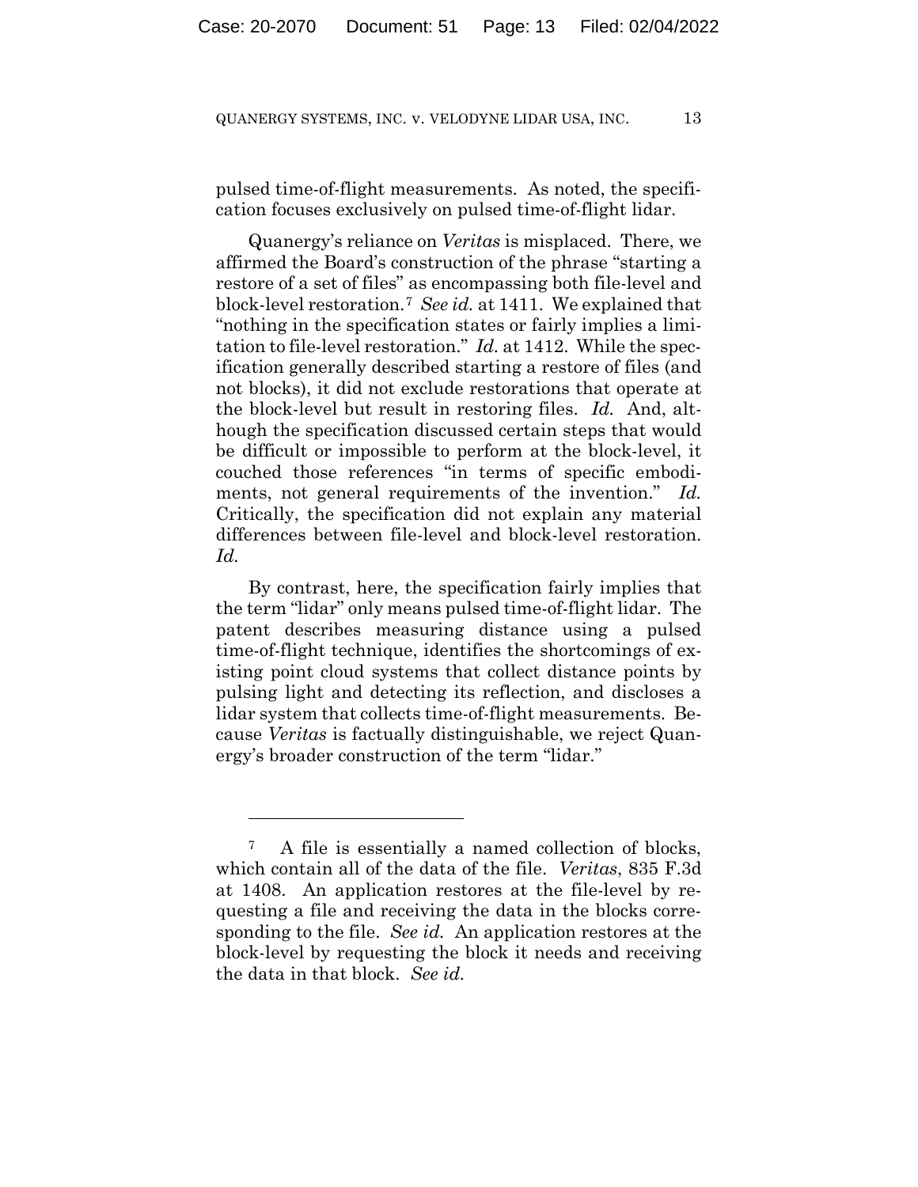pulsed time-of-flight measurements. As noted, the specification focuses exclusively on pulsed time-of-flight lidar.

Quanergy's reliance on *Veritas* is misplaced. There, we affirmed the Board's construction of the phrase "starting a restore of a set of files" as encompassing both file-level and block-level restoration.[7] *See id.* at 1411. We explained that "nothing in the specification states or fairly implies a limitation to file-level restoration." *Id.* at 1412. While the specification generally described starting a restore of files (and not blocks), it did not exclude restorations that operate at the block-level but result in restoring files. *Id.* And, although the specification discussed certain steps that would be difficult or impossible to perform at the block-level, it couched those references "in terms of specific embodiments, not general requirements of the invention." *Id.* Critically, the specification did not explain any material differences between file-level and block-level restoration. *Id.*

By contrast, here, the specification fairly implies that the term "lidar" only means pulsed time-of-flight lidar. The patent describes measuring distance using a pulsed time-of-flight technique, identifies the shortcomings of existing point cloud systems that collect distance points by pulsing light and detecting its reflection, and discloses a lidar system that collects time-of-flight measurements. Because *Veritas* is factually distinguishable, we reject Quanergy's broader construction of the term "lidar."

---

[7] A file is essentially a named collection of blocks, which contain all of the data of the file. *Veritas*, 835 F.3d at 1408. An application restores at the file-level by requesting a file and receiving the data in the blocks corresponding to the file. *See id.* An application restores at the block-level by requesting the block it needs and receiving the data in that block. *See id.*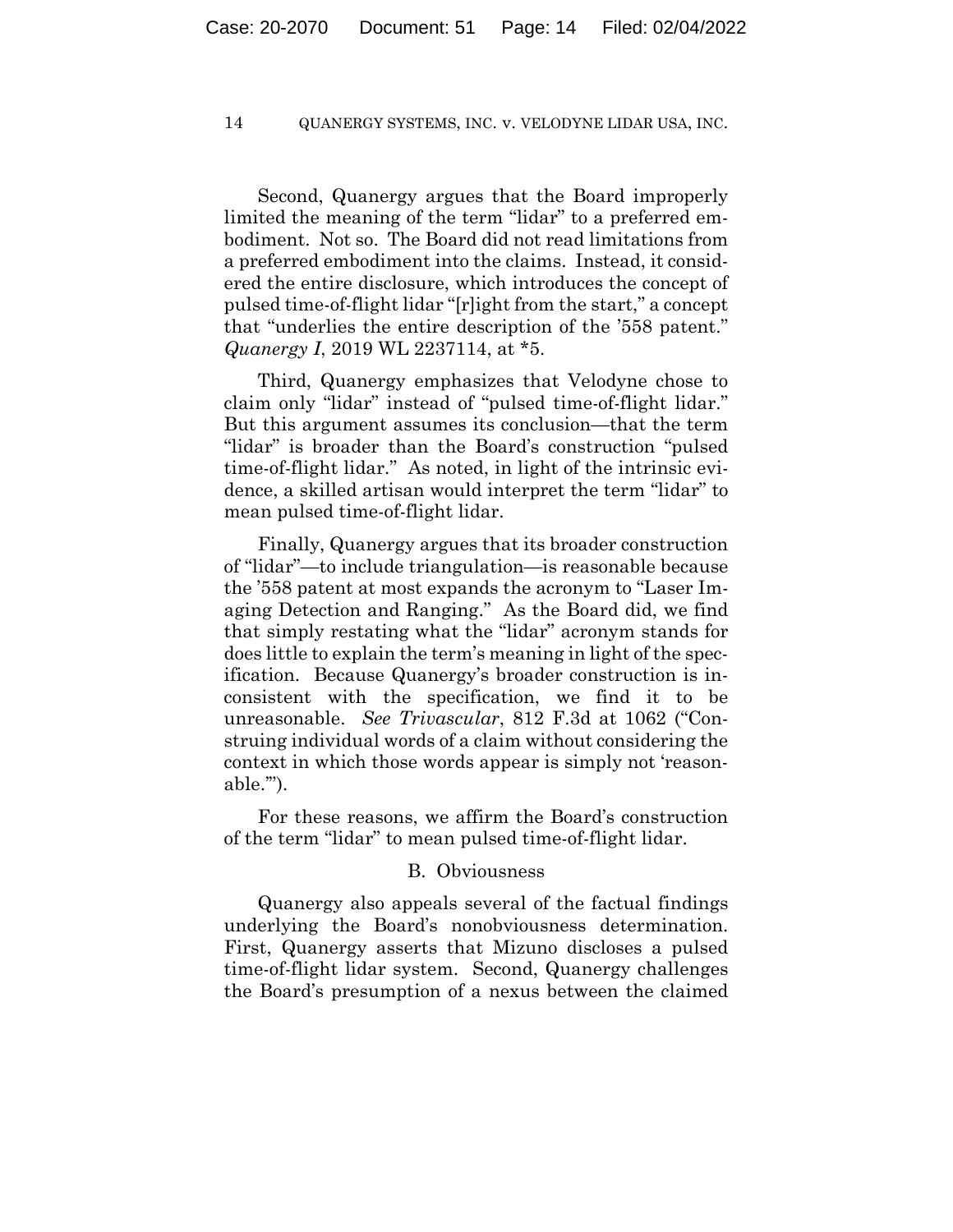Second, Quanergy argues that the Board improperly limited the meaning of the term "lidar" to a preferred embodiment. Not so. The Board did not read limitations from a preferred embodiment into the claims. Instead, it considered the entire disclosure, which introduces the concept of pulsed time-of-flight lidar "[r]ight from the start," a concept that "underlies the entire description of the '558 patent." *Quanergy I*, 2019 WL 2237114, at *5.

Third, Quanergy emphasizes that Velodyne chose to claim only "lidar" instead of "pulsed time-of-flight lidar." But this argument assumes its conclusion—that the term "lidar" is broader than the Board's construction "pulsed time-of-flight lidar." As noted, in light of the intrinsic evidence, a skilled artisan would interpret the term "lidar" to mean pulsed time-of-flight lidar.

Finally, Quanergy argues that its broader construction of "lidar"—to include triangulation—is reasonable because the '558 patent at most expands the acronym to "Laser Imaging Detection and Ranging." As the Board did, we find that simply restating what the "lidar" acronym stands for does little to explain the term's meaning in light of the specification. Because Quanergy's broader construction is inconsistent with the specification, we find it to be unreasonable. *See Trivascular*, 812 F.3d at 1062 ("Construing individual words of a claim without considering the context in which those words appear is simply not 'reasonable.'").

For these reasons, we affirm the Board's construction of the term "lidar" to mean pulsed time-of-flight lidar.

## B. Obviousness

Quanergy also appeals several of the factual findings underlying the Board's nonobviousness determination. First, Quanergy asserts that Mizuno discloses a pulsed time-of-flight lidar system. Second, Quanergy challenges the Board's presumption of a nexus between the claimed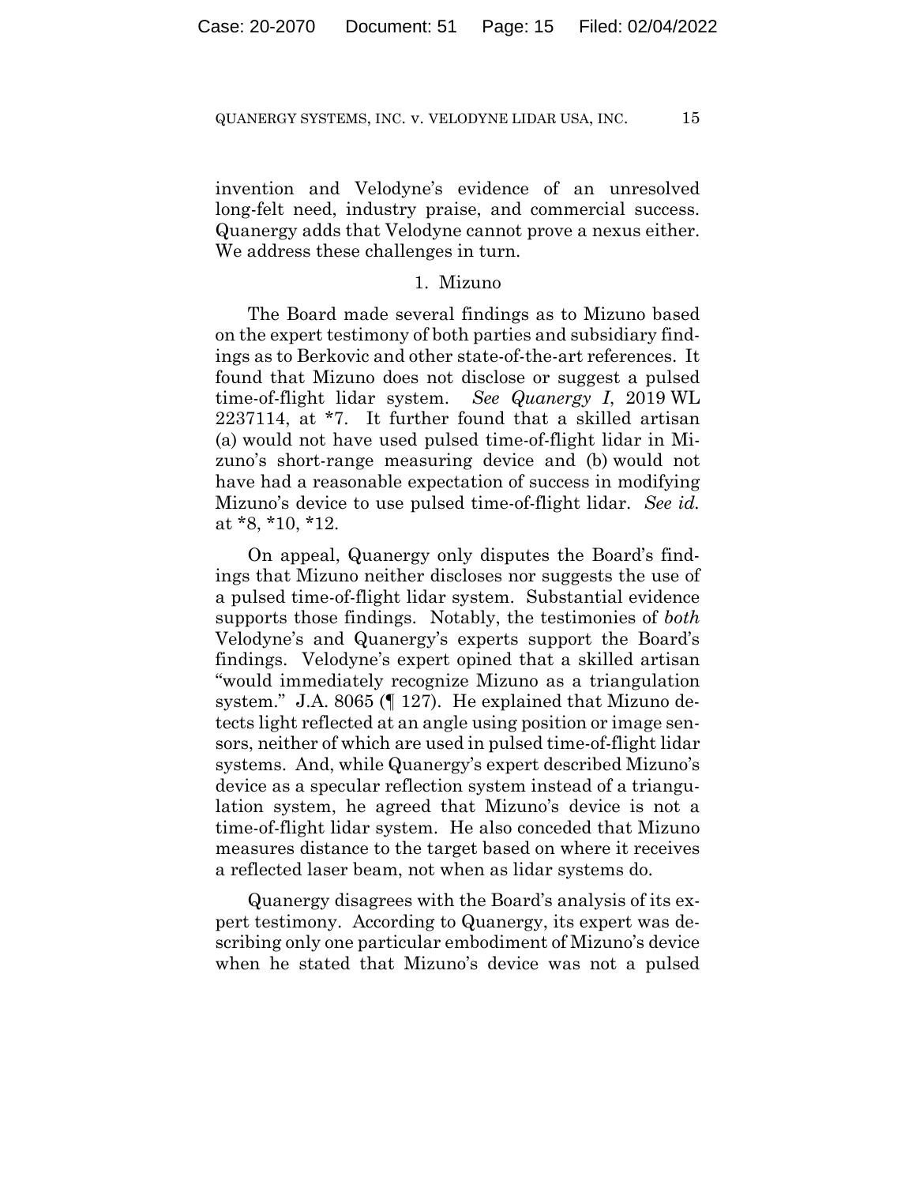invention and Velodyne's evidence of an unresolved long-felt need, industry praise, and commercial success. Quanergy adds that Velodyne cannot prove a nexus either. We address these challenges in turn.

1. Mizuno

The Board made several findings as to Mizuno based on the expert testimony of both parties and subsidiary findings as to Berkovic and other state-of-the-art references. It found that Mizuno does not disclose or suggest a pulsed time-of-flight lidar system. *See Quanergy I*, 2019 WL 2237114, at *7. It further found that a skilled artisan (a) would not have used pulsed time-of-flight lidar in Mizuno's short-range measuring device and (b) would not have had a reasonable expectation of success in modifying Mizuno's device to use pulsed time-of-flight lidar. *See id.* at *8, *10, *12.

On appeal, Quanergy only disputes the Board's findings that Mizuno neither discloses nor suggests the use of a pulsed time-of-flight lidar system. Substantial evidence supports those findings. Notably, the testimonies of *both* Velodyne's and Quanergy's experts support the Board's findings. Velodyne's expert opined that a skilled artisan "would immediately recognize Mizuno as a triangulation system." J.A. 8065 (¶ 127). He explained that Mizuno detects light reflected at an angle using position or image sensors, neither of which are used in pulsed time-of-flight lidar systems. And, while Quanergy's expert described Mizuno's device as a specular reflection system instead of a triangulation system, he agreed that Mizuno's device is not a time-of-flight lidar system. He also conceded that Mizuno measures distance to the target based on where it receives a reflected laser beam, not when as lidar systems do.

Quanergy disagrees with the Board's analysis of its expert testimony. According to Quanergy, its expert was describing only one particular embodiment of Mizuno's device when he stated that Mizuno's device was not a pulsed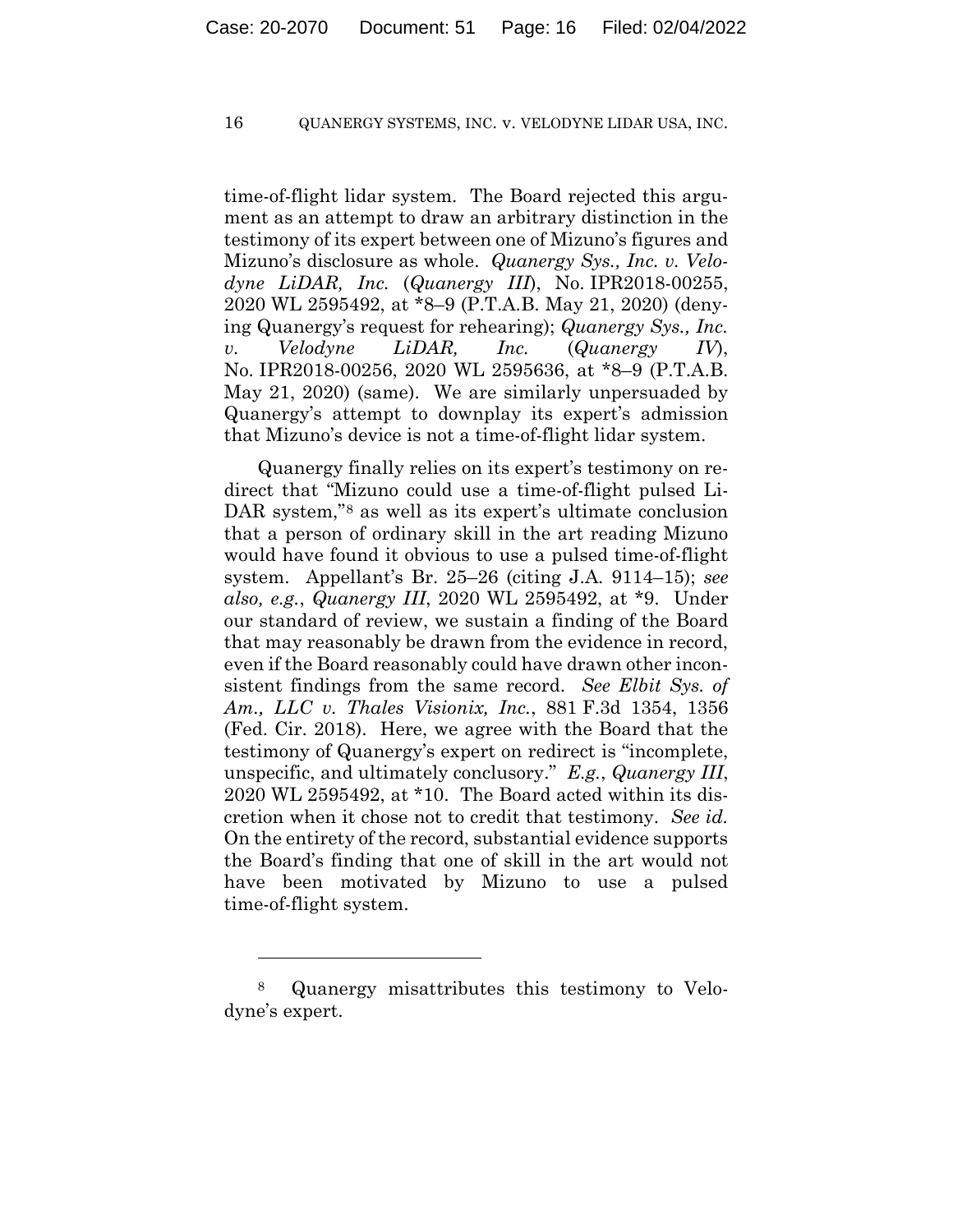time-of-flight lidar system. The Board rejected this argument as an attempt to draw an arbitrary distinction in the testimony of its expert between one of Mizuno's figures and Mizuno's disclosure as whole. *Quanergy Sys., Inc. v. Velodyne LiDAR, Inc.* (*Quanergy III*), No. IPR2018-00255, 2020 WL 2595492, at *8–9 (P.T.A.B. May 21, 2020) (denying Quanergy's request for rehearing); *Quanergy Sys., Inc. v. Velodyne LiDAR, Inc.* (*Quanergy IV*), No. IPR2018-00256, 2020 WL 2595636, at *8–9 (P.T.A.B. May 21, 2020) (same). We are similarly unpersuaded by Quanergy's attempt to downplay its expert's admission that Mizuno's device is not a time-of-flight lidar system.

Quanergy finally relies on its expert's testimony on redirect that "Mizuno could use a time-of-flight pulsed LiDAR system,"[8] as well as its expert's ultimate conclusion that a person of ordinary skill in the art reading Mizuno would have found it obvious to use a pulsed time-of-flight system. Appellant's Br. 25–26 (citing J.A. 9114–15); *see also, e.g.*, *Quanergy III*, 2020 WL 2595492, at *9. Under our standard of review, we sustain a finding of the Board that may reasonably be drawn from the evidence in record, even if the Board reasonably could have drawn other inconsistent findings from the same record. *See Elbit Sys. of Am., LLC v. Thales Visionix, Inc.*, 881 F.3d 1354, 1356 (Fed. Cir. 2018). Here, we agree with the Board that the testimony of Quanergy's expert on redirect is "incomplete, unspecific, and ultimately conclusory." *E.g.*, *Quanergy III*, 2020 WL 2595492, at *10. The Board acted within its discretion when it chose not to credit that testimony. *See id.* On the entirety of the record, substantial evidence supports the Board's finding that one of skill in the art would not have been motivated by Mizuno to use a pulsed time-of-flight system.

---

[8] Quanergy misattributes this testimony to Velodyne's expert.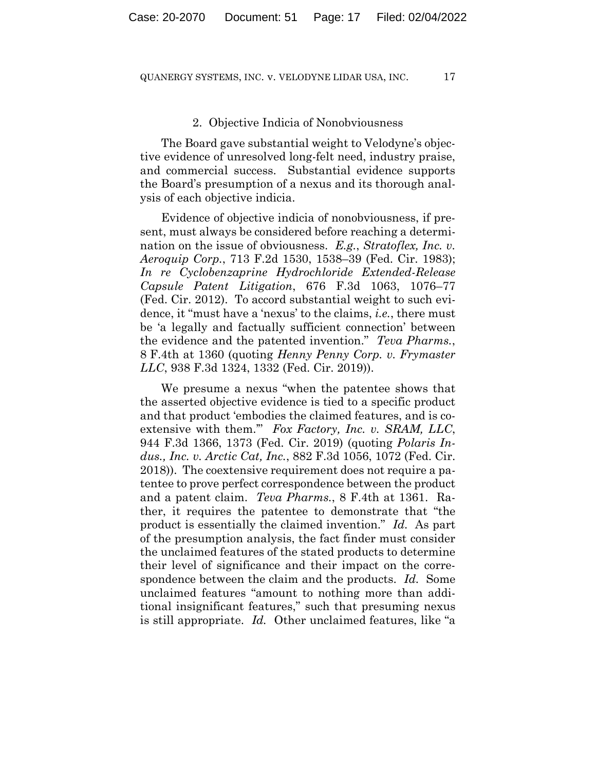### 2. Objective Indicia of Nonobviousness

The Board gave substantial weight to Velodyne's objective evidence of unresolved long-felt need, industry praise, and commercial success. Substantial evidence supports the Board's presumption of a nexus and its thorough analysis of each objective indicia.

Evidence of objective indicia of nonobviousness, if present, must always be considered before reaching a determination on the issue of obviousness. *E.g.*, *Stratoflex, Inc. v. Aeroquip Corp.*, 713 F.2d 1530, 1538–39 (Fed. Cir. 1983); *In re Cyclobenzaprine Hydrochloride Extended-Release Capsule Patent Litigation*, 676 F.3d 1063, 1076–77 (Fed. Cir. 2012). To accord substantial weight to such evidence, it "must have a 'nexus' to the claims, *i.e.*, there must be 'a legally and factually sufficient connection' between the evidence and the patented invention." *Teva Pharms.*, 8 F.4th at 1360 (quoting *Henny Penny Corp. v. Frymaster LLC*, 938 F.3d 1324, 1332 (Fed. Cir. 2019)).

We presume a nexus "when the patentee shows that the asserted objective evidence is tied to a specific product and that product 'embodies the claimed features, and is coextensive with them.'" *Fox Factory, Inc. v. SRAM, LLC*, 944 F.3d 1366, 1373 (Fed. Cir. 2019) (quoting *Polaris Indus., Inc. v. Arctic Cat, Inc.*, 882 F.3d 1056, 1072 (Fed. Cir. 2018)). The coextensive requirement does not require a patentee to prove perfect correspondence between the product and a patent claim. *Teva Pharms.*, 8 F.4th at 1361. Rather, it requires the patentee to demonstrate that "the product is essentially the claimed invention." *Id.* As part of the presumption analysis, the fact finder must consider the unclaimed features of the stated products to determine their level of significance and their impact on the correspondence between the claim and the products. *Id.* Some unclaimed features "amount to nothing more than additional insignificant features," such that presuming nexus is still appropriate. *Id.* Other unclaimed features, like "a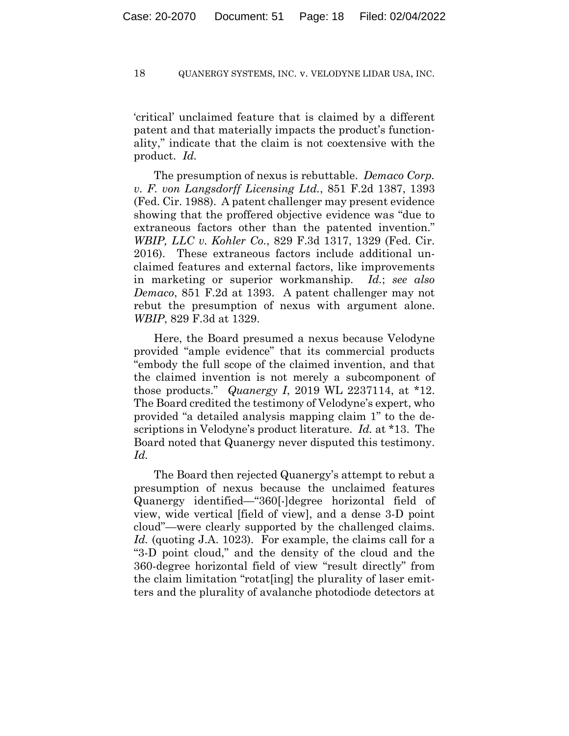'critical' unclaimed feature that is claimed by a different patent and that materially impacts the product's functionality," indicate that the claim is not coextensive with the product. *Id.*

The presumption of nexus is rebuttable. *Demaco Corp. v. F. von Langsdorff Licensing Ltd.*, 851 F.2d 1387, 1393 (Fed. Cir. 1988). A patent challenger may present evidence showing that the proffered objective evidence was "due to extraneous factors other than the patented invention." *WBIP, LLC v. Kohler Co.*, 829 F.3d 1317, 1329 (Fed. Cir. 2016). These extraneous factors include additional unclaimed features and external factors, like improvements in marketing or superior workmanship. *Id.*; *see also Demaco*, 851 F.2d at 1393. A patent challenger may not rebut the presumption of nexus with argument alone. *WBIP*, 829 F.3d at 1329.

Here, the Board presumed a nexus because Velodyne provided "ample evidence" that its commercial products "embody the full scope of the claimed invention, and that the claimed invention is not merely a subcomponent of those products." *Quanergy I*, 2019 WL 2237114, at *12. The Board credited the testimony of Velodyne's expert, who provided "a detailed analysis mapping claim 1" to the descriptions in Velodyne's product literature. *Id.* at *13. The Board noted that Quanergy never disputed this testimony. *Id.*

The Board then rejected Quanergy's attempt to rebut a presumption of nexus because the unclaimed features Quanergy identified—"360[-]degree horizontal field of view, wide vertical [field of view], and a dense 3-D point cloud"—were clearly supported by the challenged claims. *Id.* (quoting J.A. 1023). For example, the claims call for a "3-D point cloud," and the density of the cloud and the 360-degree horizontal field of view "result directly" from the claim limitation "rotat[ing] the plurality of laser emitters and the plurality of avalanche photodiode detectors at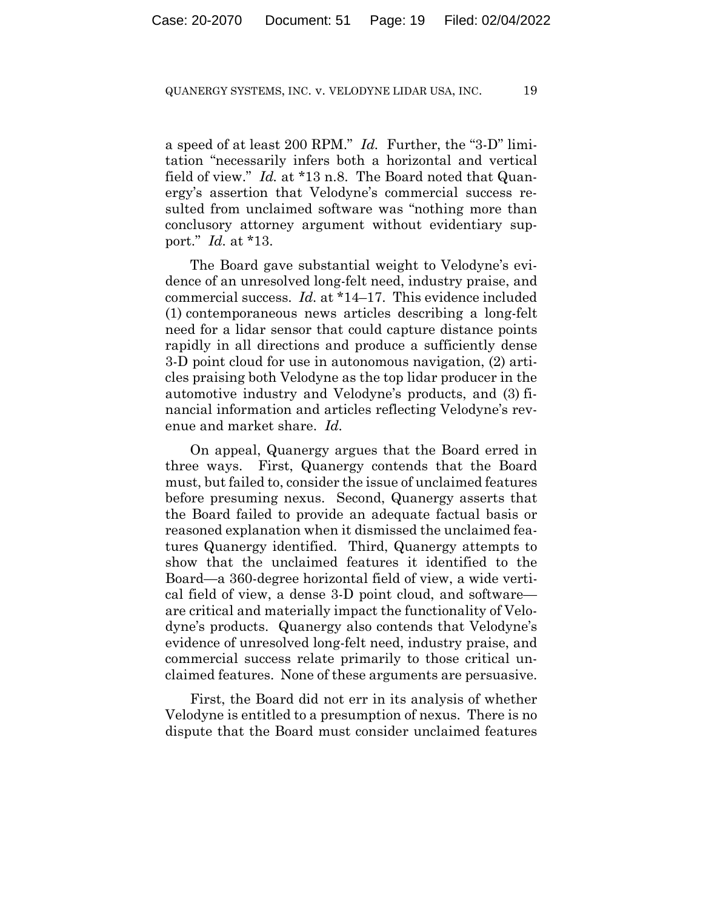a speed of at least 200 RPM." *Id.* Further, the "3-D" limitation "necessarily infers both a horizontal and vertical field of view." *Id.* at *13 n.8. The Board noted that Quanergy's assertion that Velodyne's commercial success resulted from unclaimed software was "nothing more than conclusory attorney argument without evidentiary support." *Id.* at *13.

The Board gave substantial weight to Velodyne's evidence of an unresolved long-felt need, industry praise, and commercial success. *Id.* at *14–17. This evidence included (1) contemporaneous news articles describing a long-felt need for a lidar sensor that could capture distance points rapidly in all directions and produce a sufficiently dense 3-D point cloud for use in autonomous navigation, (2) articles praising both Velodyne as the top lidar producer in the automotive industry and Velodyne's products, and (3) financial information and articles reflecting Velodyne's revenue and market share. *Id.*

On appeal, Quanergy argues that the Board erred in three ways. First, Quanergy contends that the Board must, but failed to, consider the issue of unclaimed features before presuming nexus. Second, Quanergy asserts that the Board failed to provide an adequate factual basis or reasoned explanation when it dismissed the unclaimed features Quanergy identified. Third, Quanergy attempts to show that the unclaimed features it identified to the Board—a 360-degree horizontal field of view, a wide vertical field of view, a dense 3-D point cloud, and software—are critical and materially impact the functionality of Velodyne's products. Quanergy also contends that Velodyne's evidence of unresolved long-felt need, industry praise, and commercial success relate primarily to those critical unclaimed features. None of these arguments are persuasive.

First, the Board did not err in its analysis of whether Velodyne is entitled to a presumption of nexus. There is no dispute that the Board must consider unclaimed features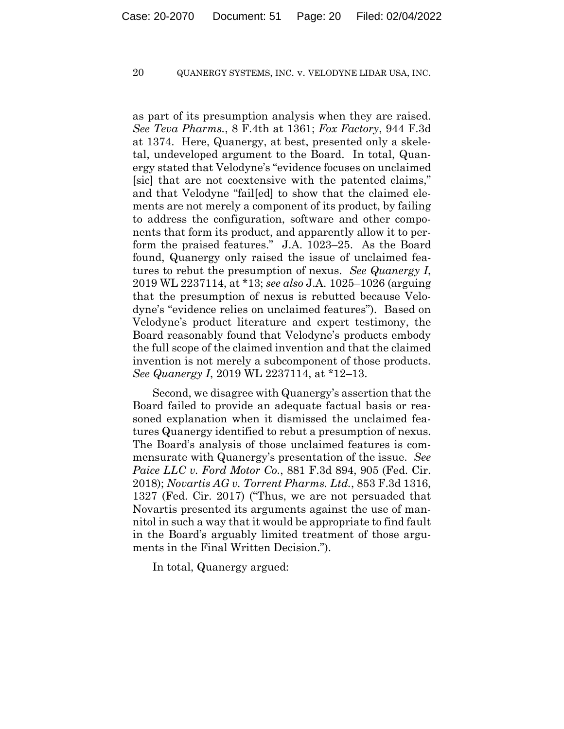as part of its presumption analysis when they are raised. *See Teva Pharms.*, 8 F.4th at 1361; *Fox Factory*, 944 F.3d at 1374. Here, Quanergy, at best, presented only a skeletal, undeveloped argument to the Board. In total, Quanergy stated that Velodyne's "evidence focuses on unclaimed [sic] that are not coextensive with the patented claims," and that Velodyne "fail[ed] to show that the claimed elements are not merely a component of its product, by failing to address the configuration, software and other components that form its product, and apparently allow it to perform the praised features." J.A. 1023–25. As the Board found, Quanergy only raised the issue of unclaimed features to rebut the presumption of nexus. *See Quanergy I*, 2019 WL 2237114, at *13; *see also* J.A. 1025–1026 (arguing that the presumption of nexus is rebutted because Velodyne's "evidence relies on unclaimed features"). Based on Velodyne's product literature and expert testimony, the Board reasonably found that Velodyne's products embody the full scope of the claimed invention and that the claimed invention is not merely a subcomponent of those products. *See Quanergy I*, 2019 WL 2237114, at *12–13.

Second, we disagree with Quanergy's assertion that the Board failed to provide an adequate factual basis or reasoned explanation when it dismissed the unclaimed features Quanergy identified to rebut a presumption of nexus. The Board's analysis of those unclaimed features is commensurate with Quanergy's presentation of the issue. *See Paice LLC v. Ford Motor Co.*, 881 F.3d 894, 905 (Fed. Cir. 2018); *Novartis AG v. Torrent Pharms. Ltd.*, 853 F.3d 1316, 1327 (Fed. Cir. 2017) ("Thus, we are not persuaded that Novartis presented its arguments against the use of mannitol in such a way that it would be appropriate to find fault in the Board's arguably limited treatment of those arguments in the Final Written Decision.").

In total, Quanergy argued: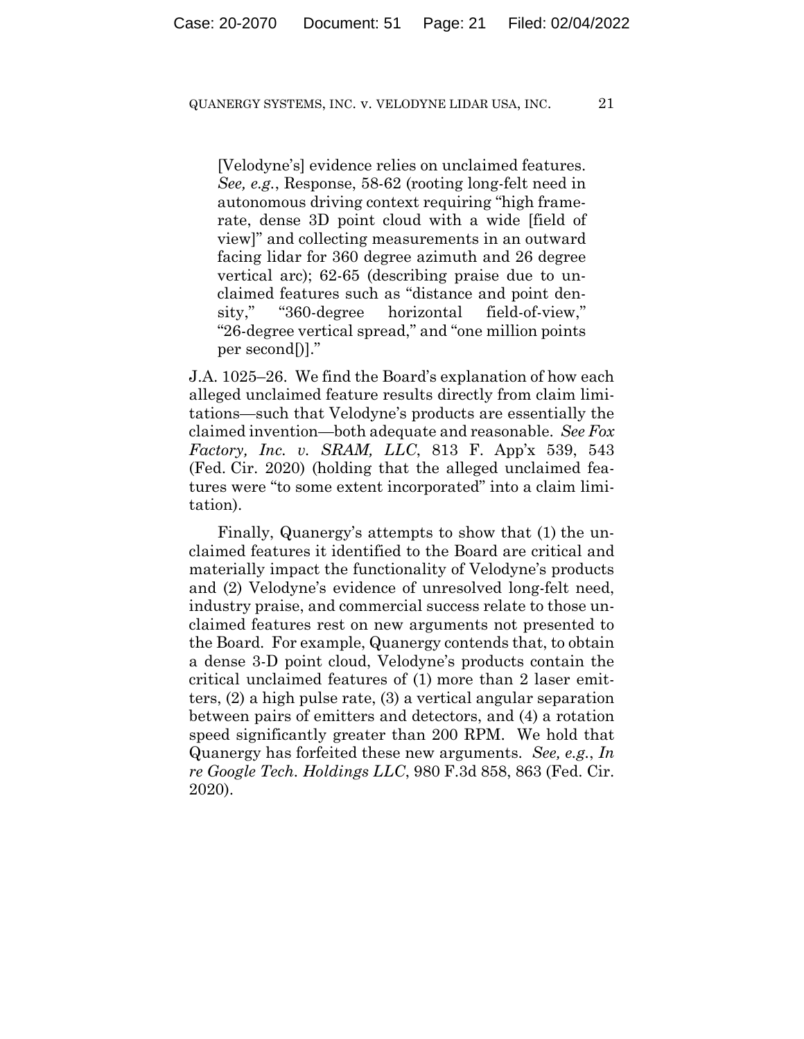> [Velodyne's] evidence relies on unclaimed features. *See, e.g.*, Response, 58-62 (rooting long-felt need in autonomous driving context requiring "high frame-rate, dense 3D point cloud with a wide [field of view]" and collecting measurements in an outward facing lidar for 360 degree azimuth and 26 degree vertical arc); 62-65 (describing praise due to unclaimed features such as "distance and point density," "360-degree horizontal field-of-view," "26-degree vertical spread," and "one million points per second[)]."

J.A. 1025–26. We find the Board's explanation of how each alleged unclaimed feature results directly from claim limitations—such that Velodyne's products are essentially the claimed invention—both adequate and reasonable. *See Fox Factory, Inc. v. SRAM, LLC*, 813 F. App'x 539, 543 (Fed. Cir. 2020) (holding that the alleged unclaimed features were "to some extent incorporated" into a claim limitation).

Finally, Quanergy's attempts to show that (1) the unclaimed features it identified to the Board are critical and materially impact the functionality of Velodyne's products and (2) Velodyne's evidence of unresolved long-felt need, industry praise, and commercial success relate to those unclaimed features rest on new arguments not presented to the Board. For example, Quanergy contends that, to obtain a dense 3-D point cloud, Velodyne's products contain the critical unclaimed features of (1) more than 2 laser emitters, (2) a high pulse rate, (3) a vertical angular separation between pairs of emitters and detectors, and (4) a rotation speed significantly greater than 200 RPM. We hold that Quanergy has forfeited these new arguments. *See, e.g.*, *In re Google Tech. Holdings LLC*, 980 F.3d 858, 863 (Fed. Cir. 2020).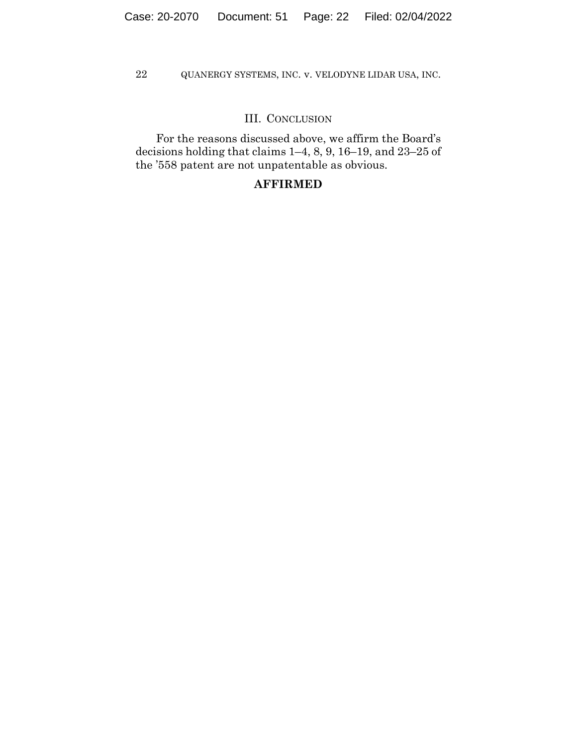## III. CONCLUSION

For the reasons discussed above, we affirm the Board's decisions holding that claims 1–4, 8, 9, 16–19, and 23–25 of the '558 patent are not unpatentable as obvious.

**AFFIRMED**